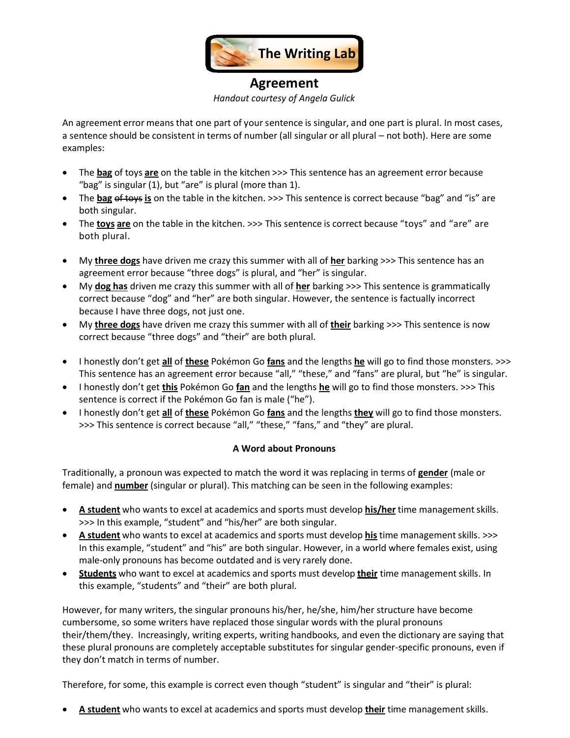# The Writing Lab

## Agreement

*Handout courtesy of Angela Gulick*

An agreement error means that one part of your sentence is singular, and one part is plural. In most cases, a sentence should be consistent in terms of number (all singular or all plural – not both). Here are some examples:

- The **<u>bag</u>** of toys **<u>are</u>** on the table in the kitchen >>> This sentence has an agreement error because “bag” is singular (1), but “are” is plural (more than 1).
- The **<u>bag</u>** ~~of toys~~ **<u>is</u>** on the table in the kitchen. >>> This sentence is correct because “bag” and “is” are both singular.
- The **<u>toys</u>** **<u>are</u>** on the table in the kitchen. >>> This sentence is correct because “toys” and “are” are both plural.

- My **<u>three dogs</u>** have driven me crazy this summer with all of **<u>her</u>** barking >>> This sentence has an agreement error because “three dogs” is plural, and “her” is singular.
- My **<u>dog has</u>** driven me crazy this summer with all of **<u>her</u>** barking >>> This sentence is grammatically correct because “dog” and “her” are both singular. However, the sentence is factually incorrect because I have three dogs, not just one.
- My **<u>three dogs</u>** have driven me crazy this summer with all of **<u>their</u>** barking >>> This sentence is now correct because “three dogs” and “their” are both plural.

- I honestly don’t get **<u>all</u>** of **<u>these</u>** Pokémon Go **<u>fans</u>** and the lengths **<u>he</u>** will go to find those monsters. >>> This sentence has an agreement error because “all,” “these,” and “fans” are plural, but “he” is singular.
- I honestly don’t get **<u>this</u>** Pokémon Go **<u>fan</u>** and the lengths **<u>he</u>** will go to find those monsters. >>> This sentence is correct if the Pokémon Go fan is male (“he”).
- I honestly don’t get **<u>all</u>** of **<u>these</u>** Pokémon Go **<u>fans</u>** and the lengths **<u>they</u>** will go to find those monsters. >>> This sentence is correct because “all,” “these,” “fans,” and “they” are plural.

### A Word about Pronouns

Traditionally, a pronoun was expected to match the word it was replacing in terms of **<u>gender</u>** (male or female) and **<u>number</u>** (singular or plural). This matching can be seen in the following examples:

- **<u>A student</u>** who wants to excel at academics and sports must develop **<u>his/her</u>** time management skills. >>> In this example, “student” and “his/her” are both singular.
- **<u>A student</u>** who wants to excel at academics and sports must develop **<u>his</u>** time management skills. >>> In this example, “student” and “his” are both singular. However, in a world where females exist, using male-only pronouns has become outdated and is very rarely done.
- **<u>Students</u>** who want to excel at academics and sports must develop **<u>their</u>** time management skills. In this example, “students” and “their” are both plural.

However, for many writers, the singular pronouns his/her, he/she, him/her structure have become cumbersome, so some writers have replaced those singular words with the plural pronouns their/them/they. Increasingly, writing experts, writing handbooks, and even the dictionary are saying that these plural pronouns are completely acceptable substitutes for singular gender-specific pronouns, even if they don’t match in terms of number.

Therefore, for some, this example is correct even though “student” is singular and “their” is plural:

- **<u>A student</u>** who wants to excel at academics and sports must develop **<u>their</u>** time management skills.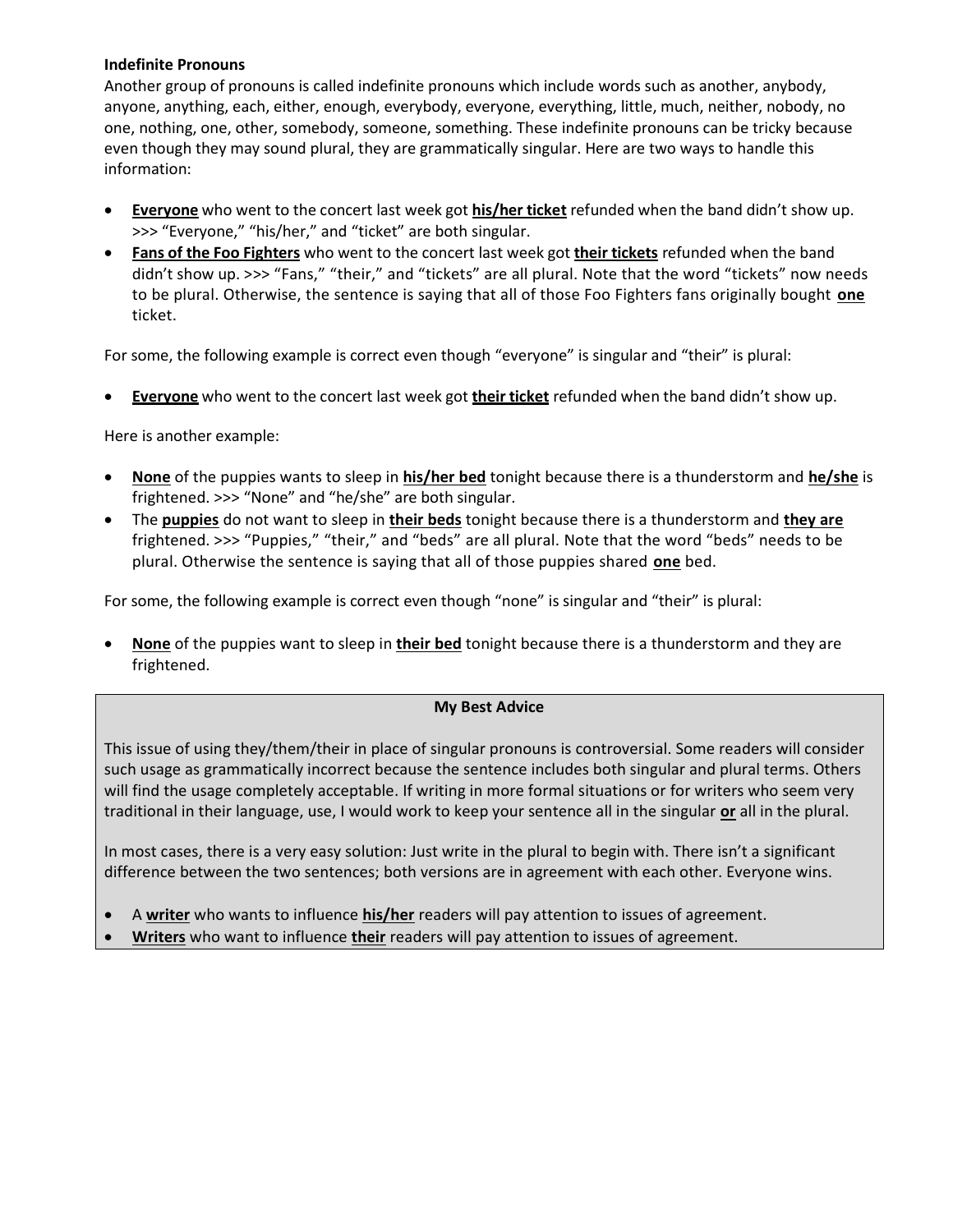**Indefinite Pronouns**

Another group of pronouns is called indefinite pronouns which include words such as another, anybody, anyone, anything, each, either, enough, everybody, everyone, everything, little, much, neither, nobody, no one, nothing, one, other, somebody, someone, something. These indefinite pronouns can be tricky because even though they may sound plural, they are grammatically singular. Here are two ways to handle this information:

- **<u>Everyone</u>** who went to the concert last week got **<u>his/her ticket</u>** refunded when the band didn't show up. >>> "Everyone," "his/her," and "ticket" are both singular.
- **<u>Fans of the Foo Fighters</u>** who went to the concert last week got **<u>their tickets</u>** refunded when the band didn't show up. >>> "Fans," "their," and "tickets" are all plural. Note that the word "tickets" now needs to be plural. Otherwise, the sentence is saying that all of those Foo Fighters fans originally bought **<u>one</u>** ticket.

For some, the following example is correct even though "everyone" is singular and "their" is plural:

- **<u>Everyone</u>** who went to the concert last week got **<u>their ticket</u>** refunded when the band didn't show up.

Here is another example:

- **<u>None</u>** of the puppies wants to sleep in **<u>his/her bed</u>** tonight because there is a thunderstorm and **<u>he/she</u>** is frightened. >>> "None" and "he/she" are both singular.
- The **<u>puppies</u>** do not want to sleep in **<u>their beds</u>** tonight because there is a thunderstorm and **<u>they are</u>** frightened. >>> "Puppies," "their," and "beds" are all plural. Note that the word "beds" needs to be plural. Otherwise the sentence is saying that all of those puppies shared **<u>one</u>** bed.

For some, the following example is correct even though "none" is singular and "their" is plural:

- **<u>None</u>** of the puppies want to sleep in **<u>their bed</u>** tonight because there is a thunderstorm and they are frightened.

**My Best Advice**

This issue of using they/them/their in place of singular pronouns is controversial. Some readers will consider such usage as grammatically incorrect because the sentence includes both singular and plural terms. Others will find the usage completely acceptable. If writing in more formal situations or for writers who seem very traditional in their language, use, I would work to keep your sentence all in the singular **<u>or</u>** all in the plural.

In most cases, there is a very easy solution: Just write in the plural to begin with. There isn't a significant difference between the two sentences; both versions are in agreement with each other. Everyone wins.

- A **<u>writer</u>** who wants to influence **<u>his/her</u>** readers will pay attention to issues of agreement.
- **<u>Writers</u>** who want to influence **<u>their</u>** readers will pay attention to issues of agreement.